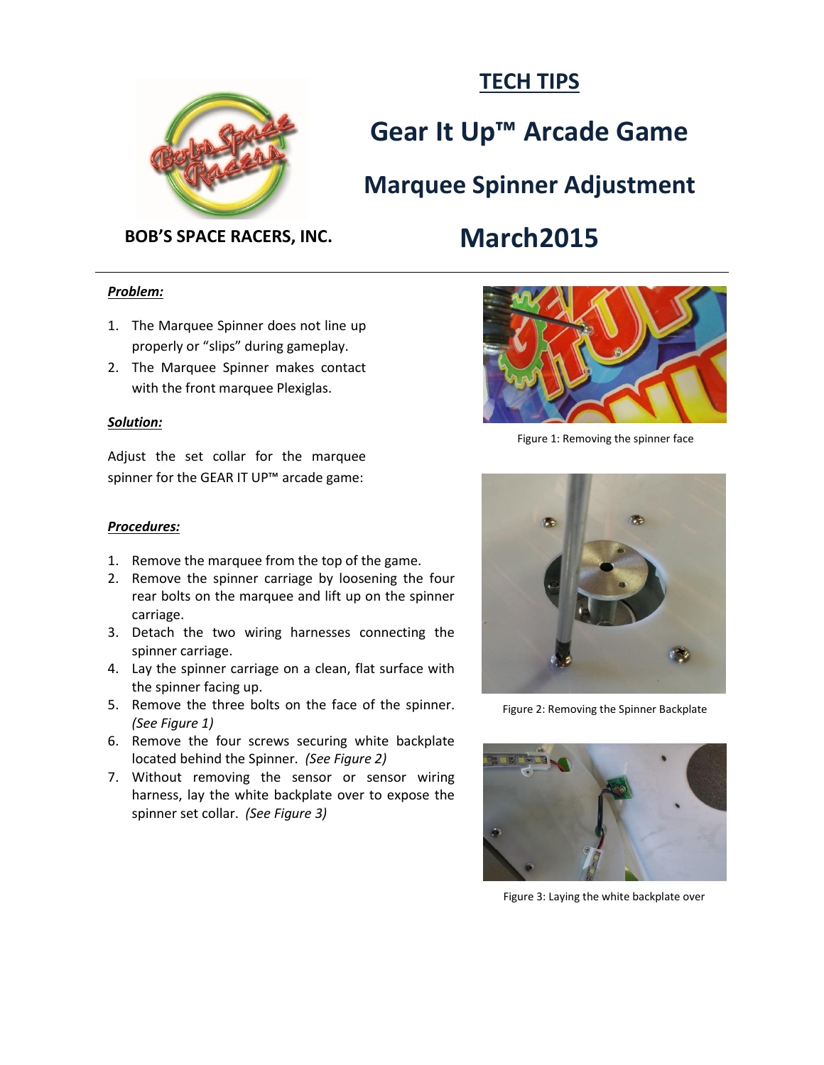# TECH TIPS

# Gear It Up™ Arcade Game

## Marquee Spinner Adjustment

**BOB'S SPACE RACERS, INC.**

## March2015

***Problem:***

1. The Marquee Spinner does not line up properly or "slips" during gameplay.
2. The Marquee Spinner makes contact with the front marquee Plexiglas.

***Solution:***

Adjust the set collar for the marquee spinner for the GEAR IT UP™ arcade game:

***Procedures:***

1. Remove the marquee from the top of the game.
2. Remove the spinner carriage by loosening the four rear bolts on the marquee and lift up on the spinner carriage.
3. Detach the two wiring harnesses connecting the spinner carriage.
4. Lay the spinner carriage on a clean, flat surface with the spinner facing up.
5. Remove the three bolts on the face of the spinner. *(See Figure 1)*
6. Remove the four screws securing white backplate located behind the Spinner. *(See Figure 2)*
7. Without removing the sensor or sensor wiring harness, lay the white backplate over to expose the spinner set collar. *(See Figure 3)*

Figure 1: Removing the spinner face

Figure 2: Removing the Spinner Backplate

Figure 3: Laying the white backplate over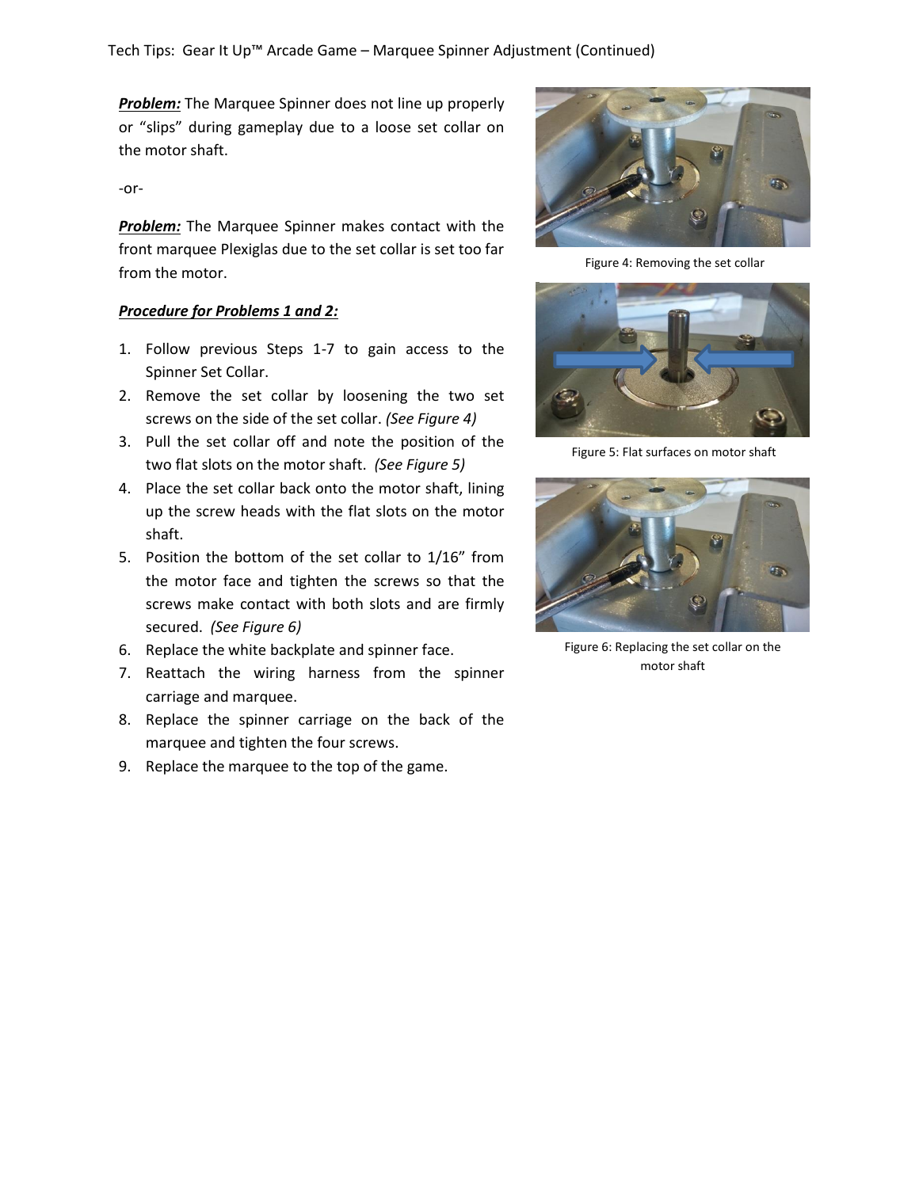***Problem:*** The Marquee Spinner does not line up properly or "slips" during gameplay due to a loose set collar on the motor shaft.

-or-

***Problem:*** The Marquee Spinner makes contact with the front marquee Plexiglas due to the set collar is set too far from the motor.

***Procedure for Problems 1 and 2:***

1. Follow previous Steps 1-7 to gain access to the Spinner Set Collar.
2. Remove the set collar by loosening the two set screws on the side of the set collar. *(See Figure 4)*
3. Pull the set collar off and note the position of the two flat slots on the motor shaft. *(See Figure 5)*
4. Place the set collar back onto the motor shaft, lining up the screw heads with the flat slots on the motor shaft.
5. Position the bottom of the set collar to 1/16" from the motor face and tighten the screws so that the screws make contact with both slots and are firmly secured. *(See Figure 6)*
6. Replace the white backplate and spinner face.
7. Reattach the wiring harness from the spinner carriage and marquee.
8. Replace the spinner carriage on the back of the marquee and tighten the four screws.
9. Replace the marquee to the top of the game.

Figure 4: Removing the set collar

Figure 5: Flat surfaces on motor shaft

Figure 6: Replacing the set collar on the motor shaft